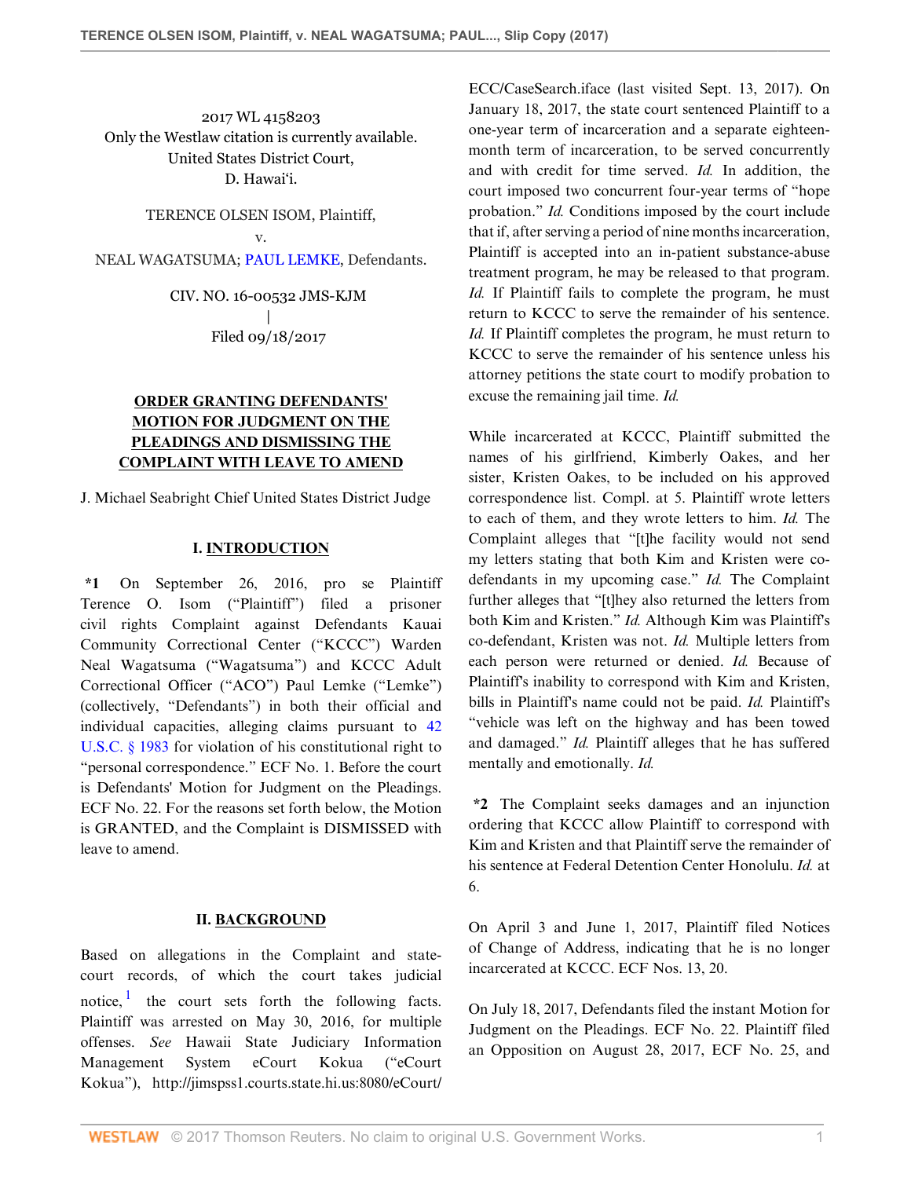2017 WL 4158203
Only the Westlaw citation is currently available.
United States District Court,
D. Hawai'i.

TERENCE OLSEN ISOM, Plaintiff,
v.
NEAL WAGATSUMA; PAUL LEMKE, Defendants.

CIV. NO. 16-00532 JMS-KJM
|
Filed 09/18/2017

**ORDER GRANTING DEFENDANTS' MOTION FOR JUDGMENT ON THE PLEADINGS AND DISMISSING THE COMPLAINT WITH LEAVE TO AMEND**

J. Michael Seabright Chief United States District Judge

## I. INTRODUCTION

**\*1** On September 26, 2016, pro se Plaintiff Terence O. Isom ("Plaintiff") filed a prisoner civil rights Complaint against Defendants Kauai Community Correctional Center ("KCCC") Warden Neal Wagatsuma ("Wagatsuma") and KCCC Adult Correctional Officer ("ACO") Paul Lemke ("Lemke") (collectively, "Defendants") in both their official and individual capacities, alleging claims pursuant to 42 U.S.C. § 1983 for violation of his constitutional right to "personal correspondence." ECF No. 1. Before the court is Defendants' Motion for Judgment on the Pleadings. ECF No. 22. For the reasons set forth below, the Motion is GRANTED, and the Complaint is DISMISSED with leave to amend.

## II. BACKGROUND

Based on allegations in the Complaint and state-court records, of which the court takes judicial notice,[1] the court sets forth the following facts. Plaintiff was arrested on May 30, 2016, for multiple offenses. *See* Hawaii State Judiciary Information Management System eCourt Kokua ("eCourt Kokua"), http://jimspss1.courts.state.hi.us:8080/eCourt/ECC/CaseSearch.iface (last visited Sept. 13, 2017). On January 18, 2017, the state court sentenced Plaintiff to a one-year term of incarceration and a separate eighteen-month term of incarceration, to be served concurrently and with credit for time served. *Id.* In addition, the court imposed two concurrent four-year terms of "hope probation." *Id.* Conditions imposed by the court include that if, after serving a period of nine months incarceration, Plaintiff is accepted into an in-patient substance-abuse treatment program, he may be released to that program. *Id.* If Plaintiff fails to complete the program, he must return to KCCC to serve the remainder of his sentence. *Id.* If Plaintiff completes the program, he must return to KCCC to serve the remainder of his sentence unless his attorney petitions the state court to modify probation to excuse the remaining jail time. *Id.*

While incarcerated at KCCC, Plaintiff submitted the names of his girlfriend, Kimberly Oakes, and her sister, Kristen Oakes, to be included on his approved correspondence list. Compl. at 5. Plaintiff wrote letters to each of them, and they wrote letters to him. *Id.* The Complaint alleges that "[t]he facility would not send my letters stating that both Kim and Kristen were co-defendants in my upcoming case." *Id.* The Complaint further alleges that "[t]hey also returned the letters from both Kim and Kristen." *Id.* Although Kim was Plaintiff's co-defendant, Kristen was not. *Id.* Multiple letters from each person were returned or denied. *Id.* Because of Plaintiff's inability to correspond with Kim and Kristen, bills in Plaintiff's name could not be paid. *Id.* Plaintiff's "vehicle was left on the highway and has been towed and damaged." *Id.* Plaintiff alleges that he has suffered mentally and emotionally. *Id.*

**\*2** The Complaint seeks damages and an injunction ordering that KCCC allow Plaintiff to correspond with Kim and Kristen and that Plaintiff serve the remainder of his sentence at Federal Detention Center Honolulu. *Id.* at 6.

On April 3 and June 1, 2017, Plaintiff filed Notices of Change of Address, indicating that he is no longer incarcerated at KCCC. ECF Nos. 13, 20.

On July 18, 2017, Defendants filed the instant Motion for Judgment on the Pleadings. ECF No. 22. Plaintiff filed an Opposition on August 28, 2017, ECF No. 25, and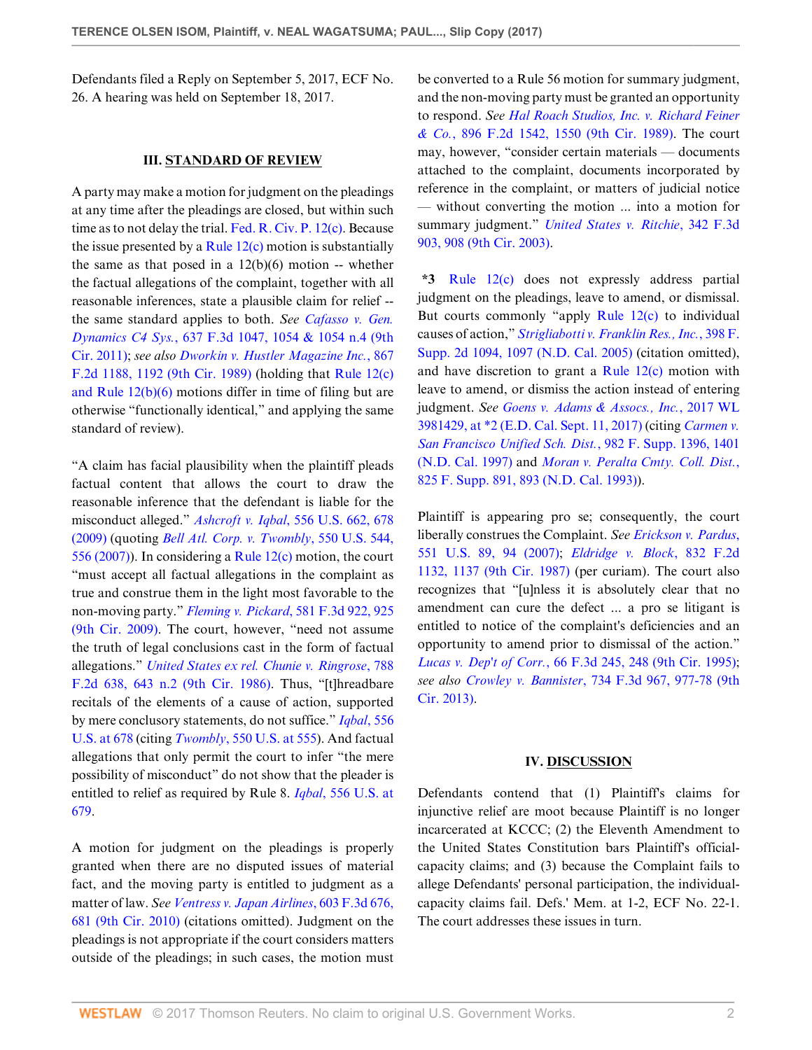Defendants filed a Reply on September 5, 2017, ECF No. 26. A hearing was held on September 18, 2017.

## III. STANDARD OF REVIEW

A party may make a motion for judgment on the pleadings at any time after the pleadings are closed, but within such time as to not delay the trial. Fed. R. Civ. P. 12(c). Because the issue presented by a Rule 12(c) motion is substantially the same as that posed in a 12(b)(6) motion -- whether the factual allegations of the complaint, together with all reasonable inferences, state a plausible claim for relief -- the same standard applies to both. *See Cafasso v. Gen. Dynamics C4 Sys.*, 637 F.3d 1047, 1054 & 1054 n.4 (9th Cir. 2011); *see also Dworkin v. Hustler Magazine Inc.*, 867 F.2d 1188, 1192 (9th Cir. 1989) (holding that Rule 12(c) and Rule 12(b)(6) motions differ in time of filing but are otherwise "functionally identical," and applying the same standard of review).

"A claim has facial plausibility when the plaintiff pleads factual content that allows the court to draw the reasonable inference that the defendant is liable for the misconduct alleged." *Ashcroft v. Iqbal*, 556 U.S. 662, 678 (2009) (quoting *Bell Atl. Corp. v. Twombly*, 550 U.S. 544, 556 (2007)). In considering a Rule 12(c) motion, the court "must accept all factual allegations in the complaint as true and construe them in the light most favorable to the non-moving party." *Fleming v. Pickard*, 581 F.3d 922, 925 (9th Cir. 2009). The court, however, "need not assume the truth of legal conclusions cast in the form of factual allegations." *United States ex rel. Chunie v. Ringrose*, 788 F.2d 638, 643 n.2 (9th Cir. 1986). Thus, "[t]hreadbare recitals of the elements of a cause of action, supported by mere conclusory statements, do not suffice." *Iqbal*, 556 U.S. at 678 (citing *Twombly*, 550 U.S. at 555). And factual allegations that only permit the court to infer "the mere possibility of misconduct" do not show that the pleader is entitled to relief as required by Rule 8. *Iqbal*, 556 U.S. at 679.

A motion for judgment on the pleadings is properly granted when there are no disputed issues of material fact, and the moving party is entitled to judgment as a matter of law. *See Ventress v. Japan Airlines*, 603 F.3d 676, 681 (9th Cir. 2010) (citations omitted). Judgment on the pleadings is not appropriate if the court considers matters outside of the pleadings; in such cases, the motion must be converted to a Rule 56 motion for summary judgment, and the non-moving party must be granted an opportunity to respond. *See Hal Roach Studios, Inc. v. Richard Feiner & Co.*, 896 F.2d 1542, 1550 (9th Cir. 1989). The court may, however, "consider certain materials — documents attached to the complaint, documents incorporated by reference in the complaint, or matters of judicial notice — without converting the motion ... into a motion for summary judgment." *United States v. Ritchie*, 342 F.3d 903, 908 (9th Cir. 2003).

**\*3** Rule 12(c) does not expressly address partial judgment on the pleadings, leave to amend, or dismissal. But courts commonly "apply Rule 12(c) to individual causes of action," *Strigliabotti v. Franklin Res., Inc.*, 398 F. Supp. 2d 1094, 1097 (N.D. Cal. 2005) (citation omitted), and have discretion to grant a Rule 12(c) motion with leave to amend, or dismiss the action instead of entering judgment. *See Goens v. Adams & Assocs., Inc.*, 2017 WL 3981429, at \*2 (E.D. Cal. Sept. 11, 2017) (citing *Carmen v. San Francisco Unified Sch. Dist.*, 982 F. Supp. 1396, 1401 (N.D. Cal. 1997) and *Moran v. Peralta Cmty. Coll. Dist.*, 825 F. Supp. 891, 893 (N.D. Cal. 1993)).

Plaintiff is appearing pro se; consequently, the court liberally construes the Complaint. *See Erickson v. Pardus*, 551 U.S. 89, 94 (2007); *Eldridge v. Block*, 832 F.2d 1132, 1137 (9th Cir. 1987) (per curiam). The court also recognizes that "[u]nless it is absolutely clear that no amendment can cure the defect ... a pro se litigant is entitled to notice of the complaint's deficiencies and an opportunity to amend prior to dismissal of the action." *Lucas v. Dep't of Corr.*, 66 F.3d 245, 248 (9th Cir. 1995); *see also Crowley v. Bannister*, 734 F.3d 967, 977-78 (9th Cir. 2013).

## IV. DISCUSSION

Defendants contend that (1) Plaintiff's claims for injunctive relief are moot because Plaintiff is no longer incarcerated at KCCC; (2) the Eleventh Amendment to the United States Constitution bars Plaintiff's official-capacity claims; and (3) because the Complaint fails to allege Defendants' personal participation, the individual-capacity claims fail. Defs.' Mem. at 1-2, ECF No. 22-1. The court addresses these issues in turn.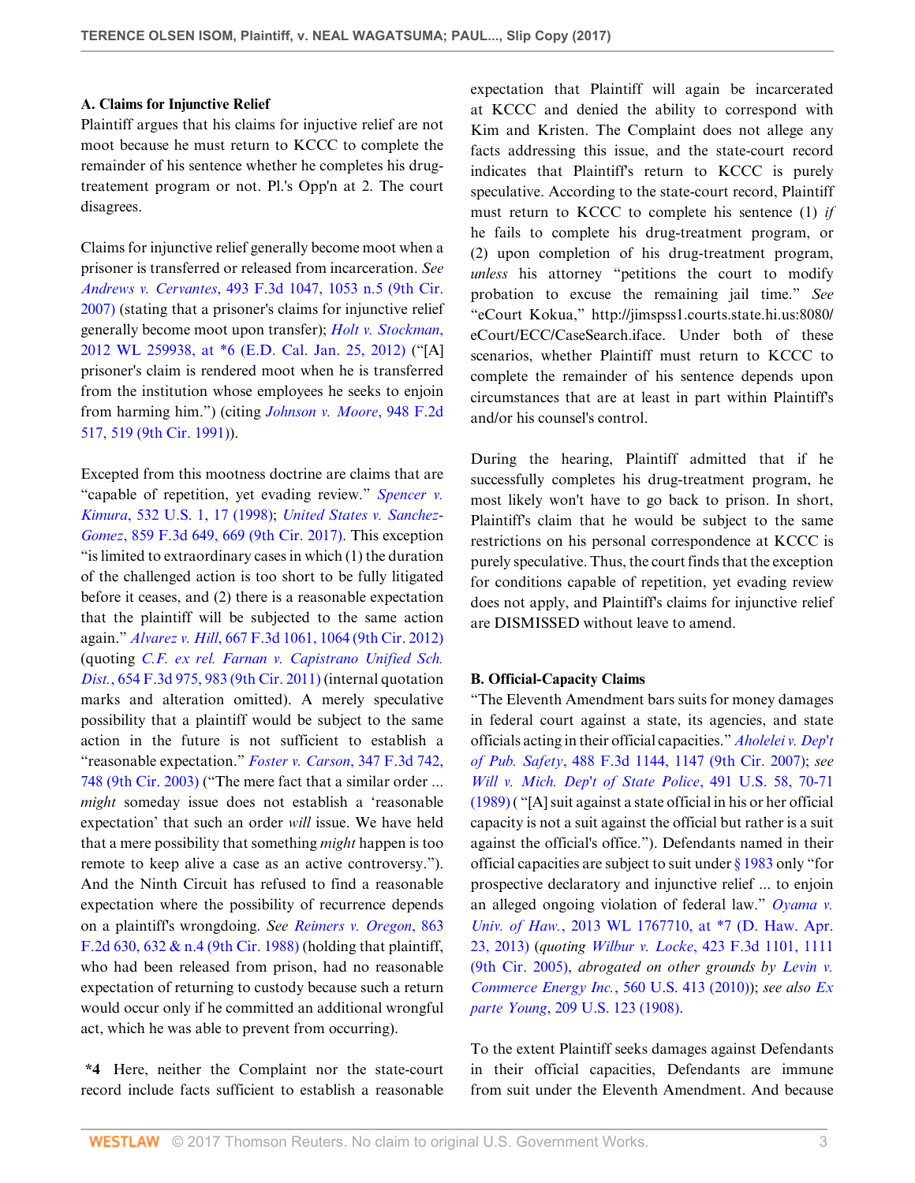**A. Claims for Injunctive Relief**

Plaintiff argues that his claims for injunctive relief are not moot because he must return to KCCC to complete the remainder of his sentence whether he completes his drug-treatement program or not. Pl.'s Opp'n at 2. The court disagrees.

Claims for injunctive relief generally become moot when a prisoner is transferred or released from incarceration. *See Andrews v. Cervantes*, 493 F.3d 1047, 1053 n.5 (9th Cir. 2007) (stating that a prisoner's claims for injunctive relief generally become moot upon transfer); *Holt v. Stockman*, 2012 WL 259938, at *6 (E.D. Cal. Jan. 25, 2012) ("[A] prisoner's claim is rendered moot when he is transferred from the institution whose employees he seeks to enjoin from harming him.") (citing *Johnson v. Moore*, 948 F.2d 517, 519 (9th Cir. 1991)).

Excepted from this mootness doctrine are claims that are "capable of repetition, yet evading review." *Spencer v. Kimura*, 532 U.S. 1, 17 (1998); *United States v. Sanchez-Gomez*, 859 F.3d 649, 669 (9th Cir. 2017). This exception "is limited to extraordinary cases in which (1) the duration of the challenged action is too short to be fully litigated before it ceases, and (2) there is a reasonable expectation that the plaintiff will be subjected to the same action again." *Alvarez v. Hill*, 667 F.3d 1061, 1064 (9th Cir. 2012) (quoting *C.F. ex rel. Farnan v. Capistrano Unified Sch. Dist.*, 654 F.3d 975, 983 (9th Cir. 2011) (internal quotation marks and alteration omitted). A merely speculative possibility that a plaintiff would be subject to the same action in the future is not sufficient to establish a "reasonable expectation." *Foster v. Carson*, 347 F.3d 742, 748 (9th Cir. 2003) ("The mere fact that a similar order ... *might* someday issue does not establish a 'reasonable expectation' that such an order *will* issue. We have held that a mere possibility that something *might* happen is too remote to keep alive a case as an active controversy."). And the Ninth Circuit has refused to find a reasonable expectation where the possibility of recurrence depends on a plaintiff's wrongdoing. *See Reimers v. Oregon*, 863 F.2d 630, 632 & n.4 (9th Cir. 1988) (holding that plaintiff, who had been released from prison, had no reasonable expectation of returning to custody because such a return would occur only if he committed an additional wrongful act, which he was able to prevent from occurring).

**\*4** Here, neither the Complaint nor the state-court record include facts sufficient to establish a reasonable expectation that Plaintiff will again be incarcerated at KCCC and denied the ability to correspond with Kim and Kristen. The Complaint does not allege any facts addressing this issue, and the state-court record indicates that Plaintiff's return to KCCC is purely speculative. According to the state-court record, Plaintiff must return to KCCC to complete his sentence (1) *if* he fails to complete his drug-treatment program, or (2) upon completion of his drug-treatment program, *unless* his attorney "petitions the court to modify probation to excuse the remaining jail time." *See* "eCourt Kokua," http://jimspss1.courts.state.hi.us:8080/eCourt/ECC/CaseSearch.iface. Under both of these scenarios, whether Plaintiff must return to KCCC to complete the remainder of his sentence depends upon circumstances that are at least in part within Plaintiff's and/or his counsel's control.

During the hearing, Plaintiff admitted that if he successfully completes his drug-treatment program, he most likely won't have to go back to prison. In short, Plaintiff's claim that he would be subject to the same restrictions on his personal correspondence at KCCC is purely speculative. Thus, the court finds that the exception for conditions capable of repetition, yet evading review does not apply, and Plaintiff's claims for injunctive relief are DISMISSED without leave to amend.

**B. Official-Capacity Claims**

"The Eleventh Amendment bars suits for money damages in federal court against a state, its agencies, and state officials acting in their official capacities." *Aholelei v. Dep't of Pub. Safety*, 488 F.3d 1144, 1147 (9th Cir. 2007); *see Will v. Mich. Dep't of State Police*, 491 U.S. 58, 70-71 (1989) ( "[A] suit against a state official in his or her official capacity is not a suit against the official but rather is a suit against the official's office."). Defendants named in their official capacities are subject to suit under § 1983 only "for prospective declaratory and injunctive relief ... to enjoin an alleged ongoing violation of federal law." *Oyama v. Univ. of Haw.*, 2013 WL 1767710, at *7 (D. Haw. Apr. 23, 2013) (*quoting Wilbur v. Locke*, 423 F.3d 1101, 1111 (9th Cir. 2005), *abrogated on other grounds by Levin v. Commerce Energy Inc.*, 560 U.S. 413 (2010)); *see also Ex parte Young*, 209 U.S. 123 (1908).

To the extent Plaintiff seeks damages against Defendants in their official capacities, Defendants are immune from suit under the Eleventh Amendment. And because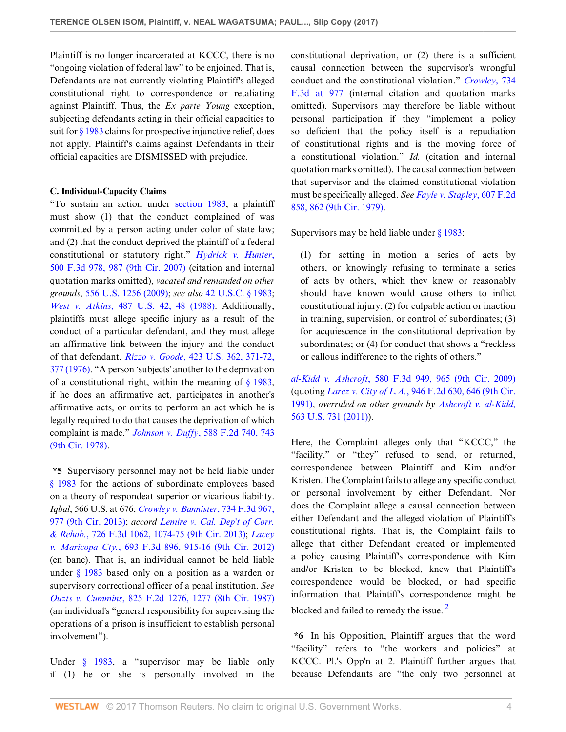Plaintiff is no longer incarcerated at KCCC, there is no "ongoing violation of federal law" to be enjoined. That is, Defendants are not currently violating Plaintiff's alleged constitutional right to correspondence or retaliating against Plaintiff. Thus, the *Ex parte Young* exception, subjecting defendants acting in their official capacities to suit for § 1983 claims for prospective injunctive relief, does not apply. Plaintiff's claims against Defendants in their official capacities are DISMISSED with prejudice.

### C. Individual-Capacity Claims

"To sustain an action under section 1983, a plaintiff must show (1) that the conduct complained of was committed by a person acting under color of state law; and (2) that the conduct deprived the plaintiff of a federal constitutional or statutory right." *Hydrick v. Hunter*, 500 F.3d 978, 987 (9th Cir. 2007) (citation and internal quotation marks omitted), *vacated and remanded on other grounds*, 556 U.S. 1256 (2009); *see also* 42 U.S.C. § 1983; *West v. Atkins*, 487 U.S. 42, 48 (1988). Additionally, plaintiffs must allege specific injury as a result of the conduct of a particular defendant, and they must allege an affirmative link between the injury and the conduct of that defendant. *Rizzo v. Goode*, 423 U.S. 362, 371-72, 377 (1976). "A person 'subjects' another to the deprivation of a constitutional right, within the meaning of § 1983, if he does an affirmative act, participates in another's affirmative acts, or omits to perform an act which he is legally required to do that causes the deprivation of which complaint is made." *Johnson v. Duffy*, 588 F.2d 740, 743 (9th Cir. 1978).

**\*5** Supervisory personnel may not be held liable under § 1983 for the actions of subordinate employees based on a theory of respondeat superior or vicarious liability. *Iqbal*, 566 U.S. at 676; *Crowley v. Bannister*, 734 F.3d 967, 977 (9th Cir. 2013); *accord Lemire v. Cal. Dep't of Corr. & Rehab.*, 726 F.3d 1062, 1074-75 (9th Cir. 2013); *Lacey v. Maricopa Cty.*, 693 F.3d 896, 915-16 (9th Cir. 2012) (en banc). That is, an individual cannot be held liable under § 1983 based only on a position as a warden or supervisory correctional officer of a penal institution. *See Ouzts v. Cummins*, 825 F.2d 1276, 1277 (8th Cir. 1987) (an individual's "general responsibility for supervising the operations of a prison is insufficient to establish personal involvement").

Under § 1983, a "supervisor may be liable only if (1) he or she is personally involved in the constitutional deprivation, or (2) there is a sufficient causal connection between the supervisor's wrongful conduct and the constitutional violation." *Crowley*, 734 F.3d at 977 (internal citation and quotation marks omitted). Supervisors may therefore be liable without personal participation if they "implement a policy so deficient that the policy itself is a repudiation of constitutional rights and is the moving force of a constitutional violation." *Id.* (citation and internal quotation marks omitted). The causal connection between that supervisor and the claimed constitutional violation must be specifically alleged. *See Fayle v. Stapley*, 607 F.2d 858, 862 (9th Cir. 1979).

Supervisors may be held liable under § 1983:

> (1) for setting in motion a series of acts by others, or knowingly refusing to terminate a series of acts by others, which they knew or reasonably should have known would cause others to inflict constitutional injury; (2) for culpable action or inaction in training, supervision, or control of subordinates; (3) for acquiescence in the constitutional deprivation by subordinates; or (4) for conduct that shows a "reckless or callous indifference to the rights of others."

*al-Kidd v. Ashcroft*, 580 F.3d 949, 965 (9th Cir. 2009) (quoting *Larez v. City of L.A.*, 946 F.2d 630, 646 (9th Cir. 1991), *overruled on other grounds by Ashcroft v. al-Kidd*, 563 U.S. 731 (2011)).

Here, the Complaint alleges only that "KCCC," the "facility," or "they" refused to send, or returned, correspondence between Plaintiff and Kim and/or Kristen. The Complaint fails to allege any specific conduct or personal involvement by either Defendant. Nor does the Complaint allege a causal connection between either Defendant and the alleged violation of Plaintiff's constitutional rights. That is, the Complaint fails to allege that either Defendant created or implemented a policy causing Plaintiff's correspondence with Kim and/or Kristen to be blocked, knew that Plaintiff's correspondence would be blocked, or had specific information that Plaintiff's correspondence might be blocked and failed to remedy the issue.[2]

**\*6** In his Opposition, Plaintiff argues that the word "facility" refers to "the workers and policies" at KCCC. Pl.'s Opp'n at 2. Plaintiff further argues that because Defendants are "the only two personnel at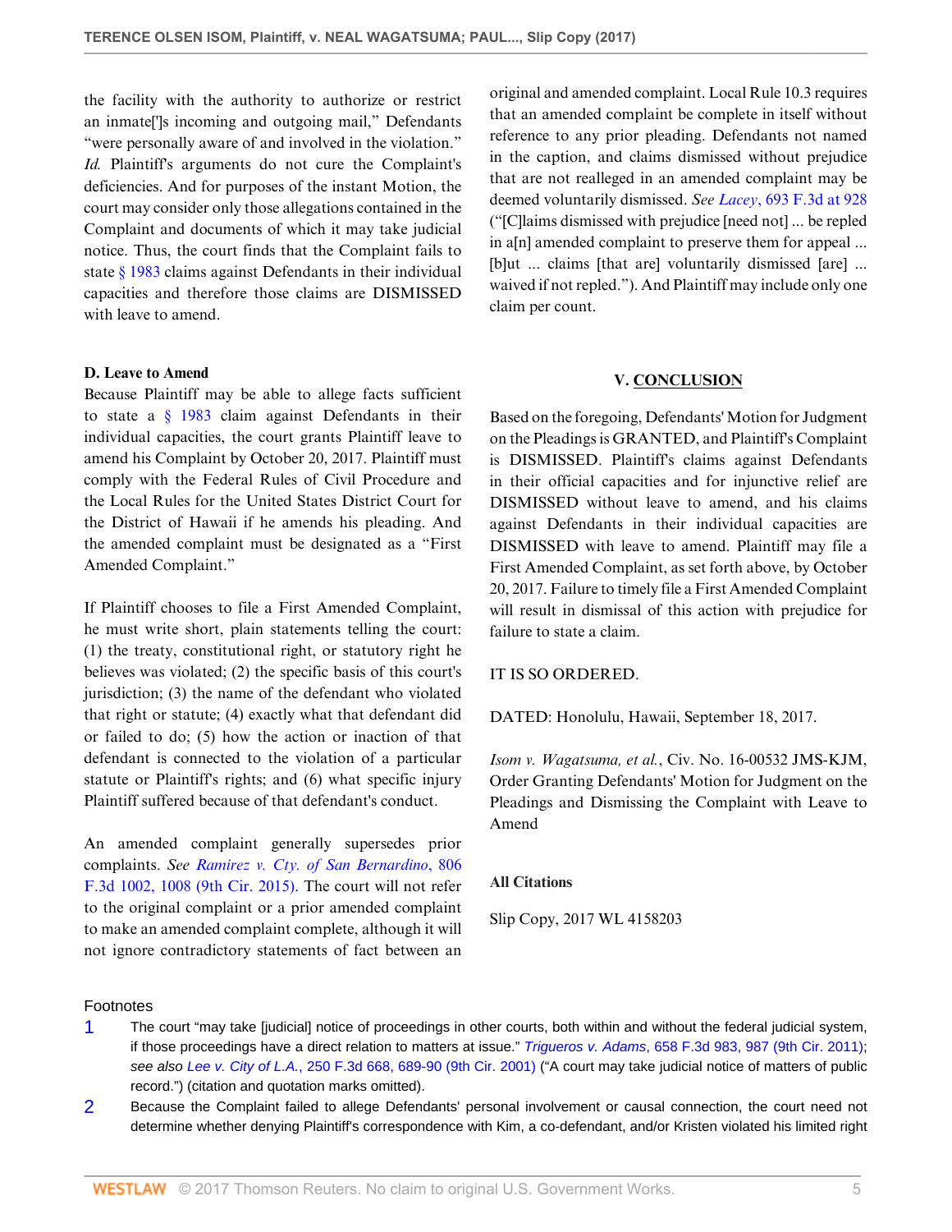the facility with the authority to authorize or restrict an inmate[']s incoming and outgoing mail," Defendants "were personally aware of and involved in the violation." *Id.* Plaintiff's arguments do not cure the Complaint's deficiencies. And for purposes of the instant Motion, the court may consider only those allegations contained in the Complaint and documents of which it may take judicial notice. Thus, the court finds that the Complaint fails to state § 1983 claims against Defendants in their individual capacities and therefore those claims are DISMISSED with leave to amend.

### D. Leave to Amend

Because Plaintiff may be able to allege facts sufficient to state a § 1983 claim against Defendants in their individual capacities, the court grants Plaintiff leave to amend his Complaint by October 20, 2017. Plaintiff must comply with the Federal Rules of Civil Procedure and the Local Rules for the United States District Court for the District of Hawaii if he amends his pleading. And the amended complaint must be designated as a "First Amended Complaint."

If Plaintiff chooses to file a First Amended Complaint, he must write short, plain statements telling the court: (1) the treaty, constitutional right, or statutory right he believes was violated; (2) the specific basis of this court's jurisdiction; (3) the name of the defendant who violated that right or statute; (4) exactly what that defendant did or failed to do; (5) how the action or inaction of that defendant is connected to the violation of a particular statute or Plaintiff's rights; and (6) what specific injury Plaintiff suffered because of that defendant's conduct.

An amended complaint generally supersedes prior complaints. *See Ramirez v. Cty. of San Bernardino*, 806 F.3d 1002, 1008 (9th Cir. 2015). The court will not refer to the original complaint or a prior amended complaint to make an amended complaint complete, although it will not ignore contradictory statements of fact between an original and amended complaint. Local Rule 10.3 requires that an amended complaint be complete in itself without reference to any prior pleading. Defendants not named in the caption, and claims dismissed without prejudice that are not realleged in an amended complaint may be deemed voluntarily dismissed. *See Lacey*, 693 F.3d at 928 ("[C]laims dismissed with prejudice [need not] ... be repled in a[n] amended complaint to preserve them for appeal ... [b]ut ... claims [that are] voluntarily dismissed [are] ... waived if not repled."). And Plaintiff may include only one claim per count.

## V. CONCLUSION

Based on the foregoing, Defendants' Motion for Judgment on the Pleadings is GRANTED, and Plaintiff's Complaint is DISMISSED. Plaintiff's claims against Defendants in their official capacities and for injunctive relief are DISMISSED without leave to amend, and his claims against Defendants in their individual capacities are DISMISSED with leave to amend. Plaintiff may file a First Amended Complaint, as set forth above, by October 20, 2017. Failure to timely file a First Amended Complaint will result in dismissal of this action with prejudice for failure to state a claim.

IT IS SO ORDERED.

DATED: Honolulu, Hawaii, September 18, 2017.

*Isom v. Wagatsuma, et al.*, Civ. No. 16-00532 JMS-KJM, Order Granting Defendants' Motion for Judgment on the Pleadings and Dismissing the Complaint with Leave to Amend

### All Citations

Slip Copy, 2017 WL 4158203

---

Footnotes

1 The court "may take [judicial] notice of proceedings in other courts, both within and without the federal judicial system, if those proceedings have a direct relation to matters at issue." *Trigueros v. Adams*, 658 F.3d 983, 987 (9th Cir. 2011); *see also Lee v. City of L.A.*, 250 F.3d 668, 689-90 (9th Cir. 2001) ("A court may take judicial notice of matters of public record.") (citation and quotation marks omitted).

2 Because the Complaint failed to allege Defendants' personal involvement or causal connection, the court need not determine whether denying Plaintiff's correspondence with Kim, a co-defendant, and/or Kristen violated his limited right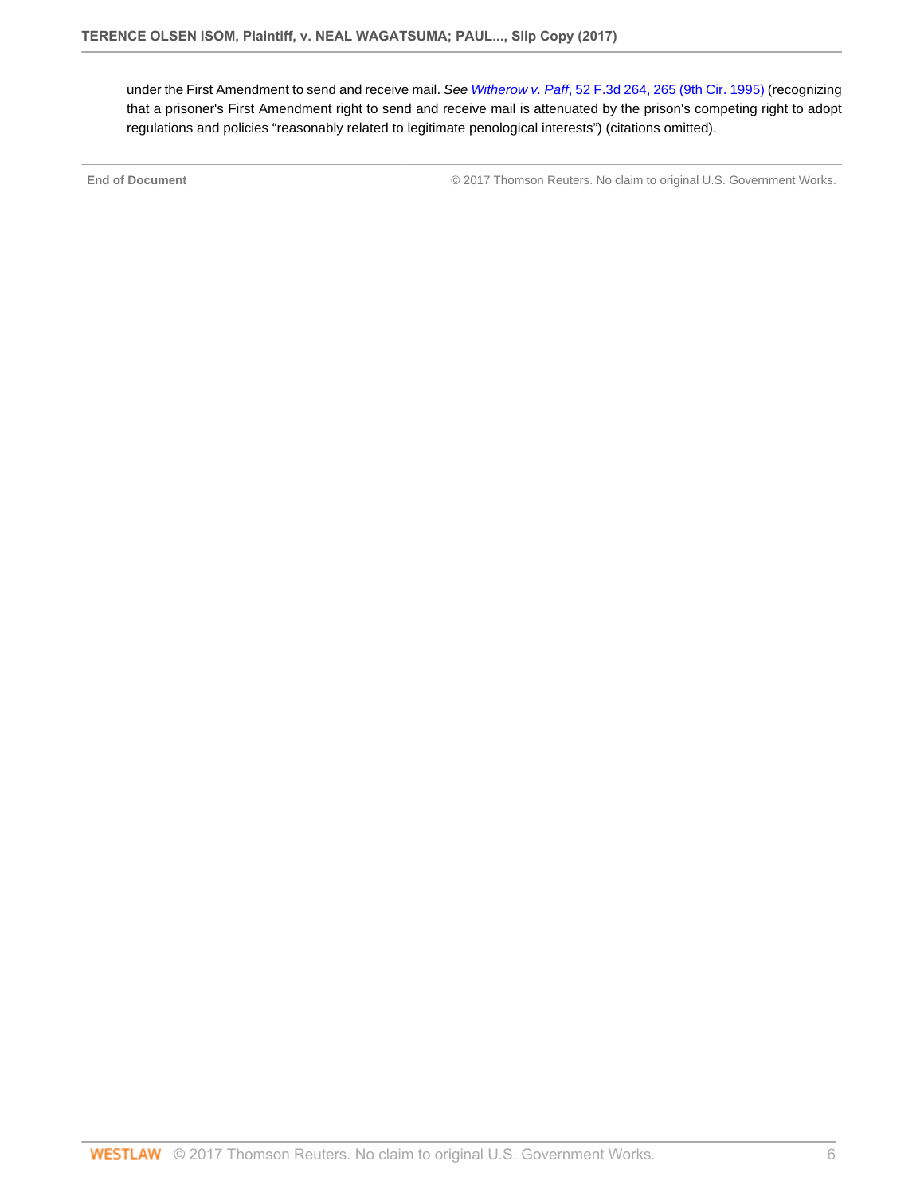under the First Amendment to send and receive mail. *See Witherow v. Paff*, 52 F.3d 264, 265 (9th Cir. 1995) (recognizing that a prisoner's First Amendment right to send and receive mail is attenuated by the prison's competing right to adopt regulations and policies "reasonably related to legitimate penological interests") (citations omitted).

**End of Document** © 2017 Thomson Reuters. No claim to original U.S. Government Works.